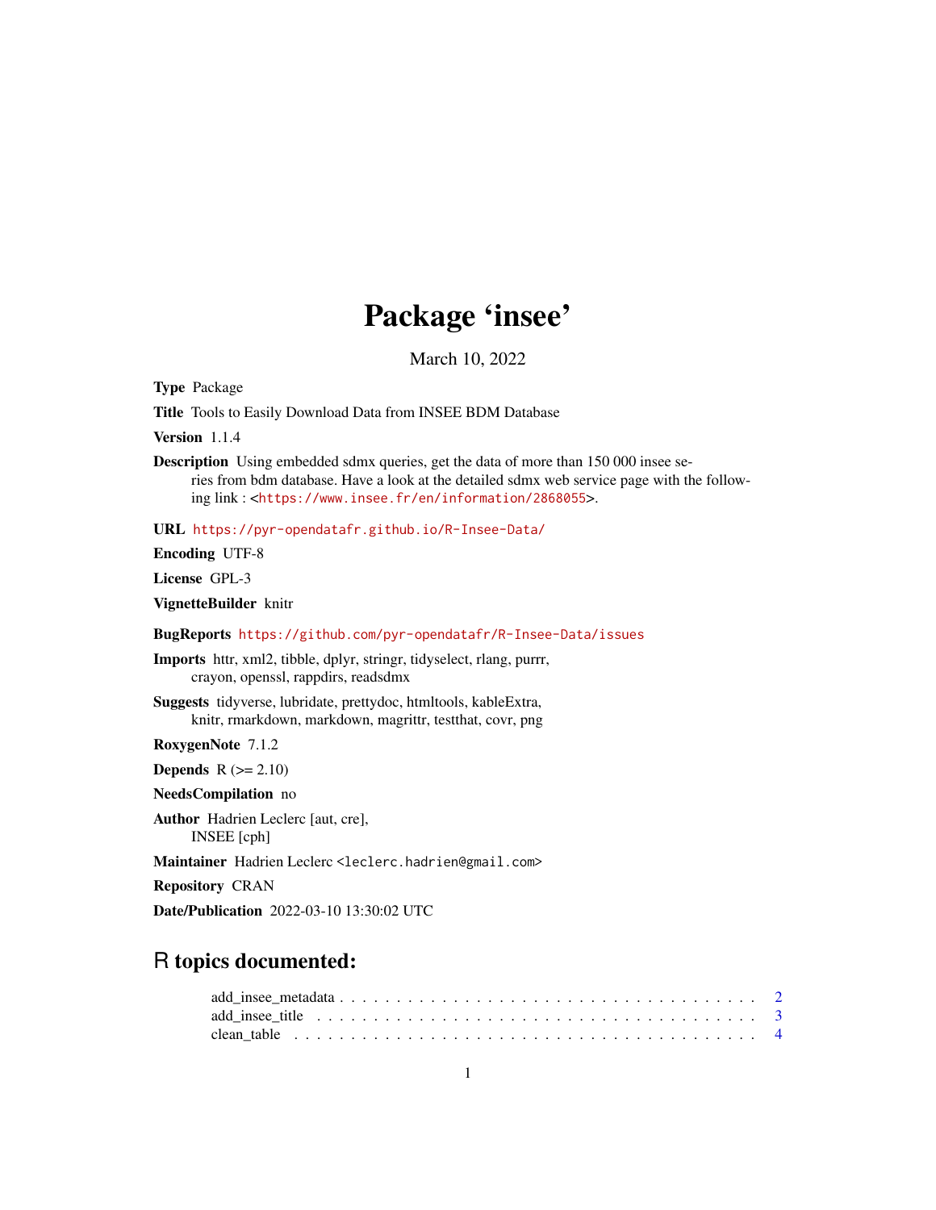# Package 'insee'

March 10, 2022

**Type** Package

**Title** Tools to Easily Download Data from INSEE BDM Database

**Version** 1.1.4

**Description** Using embedded sdmx queries, get the data of more than 150 000 insee series from bdm database. Have a look at the detailed sdmx web service page with the following link : <https://www.insee.fr/en/information/2868055>.

**URL** https://pyr-opendatafr.github.io/R-Insee-Data/

**Encoding** UTF-8

**License** GPL-3

**VignetteBuilder** knitr

**BugReports** https://github.com/pyr-opendatafr/R-Insee-Data/issues

**Imports** httr, xml2, tibble, dplyr, stringr, tidyselect, rlang, purrr, crayon, openssl, rappdirs, readsdmx

**Suggests** tidyverse, lubridate, prettydoc, htmltools, kableExtra, knitr, rmarkdown, markdown, magrittr, testthat, covr, png

**RoxygenNote** 7.1.2

**Depends** R (>= 2.10)

**NeedsCompilation** no

**Author** Hadrien Leclerc [aut, cre], INSEE [cph]

**Maintainer** Hadrien Leclerc <leclerc.hadrien@gmail.com>

**Repository** CRAN

**Date/Publication** 2022-03-10 13:30:02 UTC

## R topics documented:

add_insee_metadata . . . . . . . . . . . . . . . . . . . . . . . . . . . . . . . . . . . . 2
add_insee_title . . . . . . . . . . . . . . . . . . . . . . . . . . . . . . . . . . . . . . 3
clean_table . . . . . . . . . . . . . . . . . . . . . . . . . . . . . . . . . . . . . . . . 4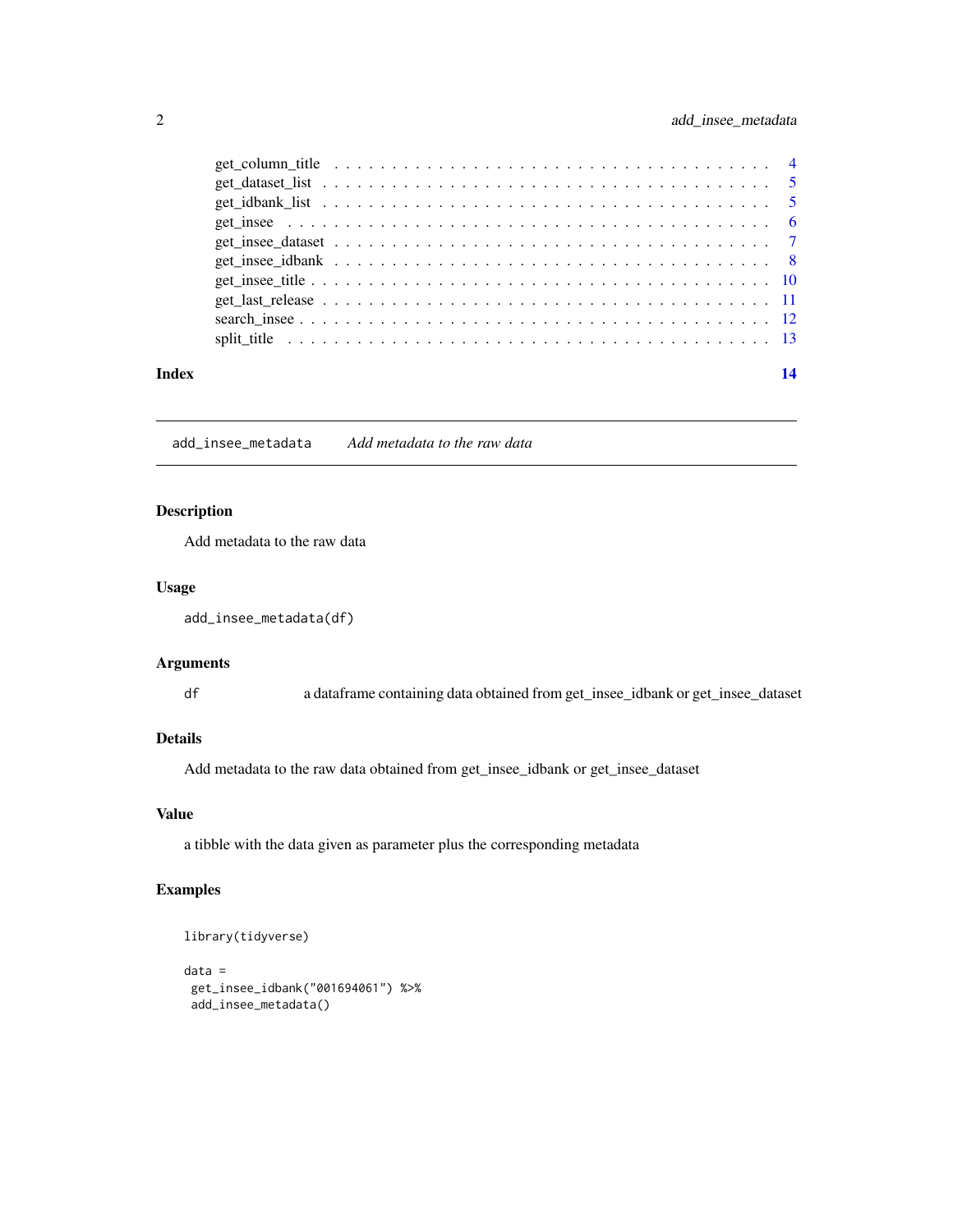get_column_title . . . . . . . . . . . . . . . . . . . . . . . . . . . . . . . . . . . 4
get_dataset_list . . . . . . . . . . . . . . . . . . . . . . . . . . . . . . . . . . . 5
get_idbank_list . . . . . . . . . . . . . . . . . . . . . . . . . . . . . . . . . . . 5
get_insee . . . . . . . . . . . . . . . . . . . . . . . . . . . . . . . . . . . 6
get_insee_dataset . . . . . . . . . . . . . . . . . . . . . . . . . . . . . . . . . . . 7
get_insee_idbank . . . . . . . . . . . . . . . . . . . . . . . . . . . . . . . . . . . 8
get_insee_title . . . . . . . . . . . . . . . . . . . . . . . . . . . . . . . . . . . 10
get_last_release . . . . . . . . . . . . . . . . . . . . . . . . . . . . . . . . . . . 11
search_insee . . . . . . . . . . . . . . . . . . . . . . . . . . . . . . . . . . . 12
split_title . . . . . . . . . . . . . . . . . . . . . . . . . . . . . . . . . . . 13

**Index** **14**

---

`add_insee_metadata` *Add metadata to the raw data*

---

## Description

Add metadata to the raw data

## Usage

```
add_insee_metadata(df)
```

## Arguments

| | |
|---|---|
| `df` | a dataframe containing data obtained from get_insee_idbank or get_insee_dataset |

## Details

Add metadata to the raw data obtained from get_insee_idbank or get_insee_dataset

## Value

a tibble with the data given as parameter plus the corresponding metadata

## Examples

```
library(tidyverse)

data =
 get_insee_idbank("001694061") %>%
 add_insee_metadata()
```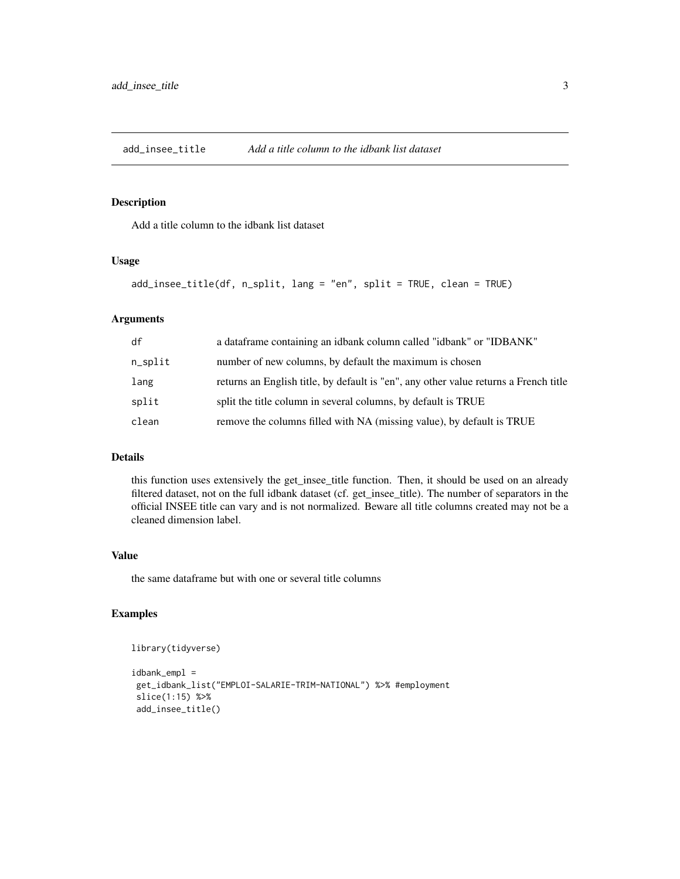## add_insee_title — *Add a title column to the idbank list dataset*

### Description

Add a title column to the idbank list dataset

### Usage

```
add_insee_title(df, n_split, lang = "en", split = TRUE, clean = TRUE)
```

### Arguments

| | |
|---|---|
| `df` | a dataframe containing an idbank column called "idbank" or "IDBANK" |
| `n_split` | number of new columns, by default the maximum is chosen |
| `lang` | returns an English title, by default is "en", any other value returns a French title |
| `split` | split the title column in several columns, by default is TRUE |
| `clean` | remove the columns filled with NA (missing value), by default is TRUE |

### Details

this function uses extensively the get_insee_title function. Then, it should be used on an already filtered dataset, not on the full idbank dataset (cf. get_insee_title). The number of separators in the official INSEE title can vary and is not normalized. Beware all title columns created may not be a cleaned dimension label.

### Value

the same dataframe but with one or several title columns

### Examples

```
library(tidyverse)

idbank_empl =
 get_idbank_list("EMPLOI-SALARIE-TRIM-NATIONAL") %>% #employment
 slice(1:15) %>%
 add_insee_title()
```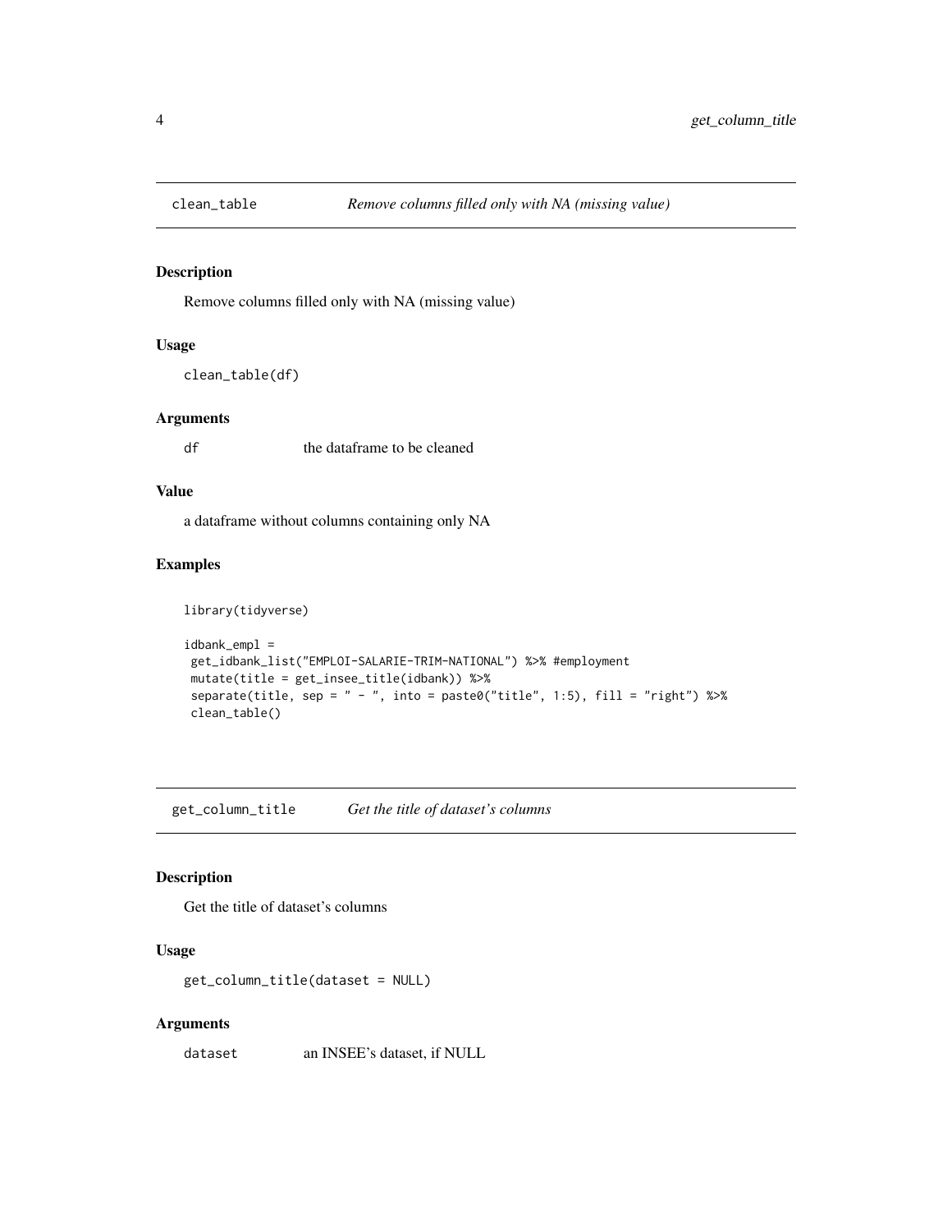## clean_table — *Remove columns filled only with NA (missing value)*

### Description

Remove columns filled only with NA (missing value)

### Usage

```
clean_table(df)
```

### Arguments

| | |
|---|---|
| df | the dataframe to be cleaned |

### Value

a dataframe without columns containing only NA

### Examples

```
library(tidyverse)

idbank_empl =
 get_idbank_list("EMPLOI-SALARIE-TRIM-NATIONAL") %>% #employment
 mutate(title = get_insee_title(idbank)) %>%
 separate(title, sep = " - ", into = paste0("title", 1:5), fill = "right") %>%
 clean_table()
```

## get_column_title — *Get the title of dataset's columns*

### Description

Get the title of dataset's columns

### Usage

```
get_column_title(dataset = NULL)
```

### Arguments

| | |
|---|---|
| dataset | an INSEE's dataset, if NULL |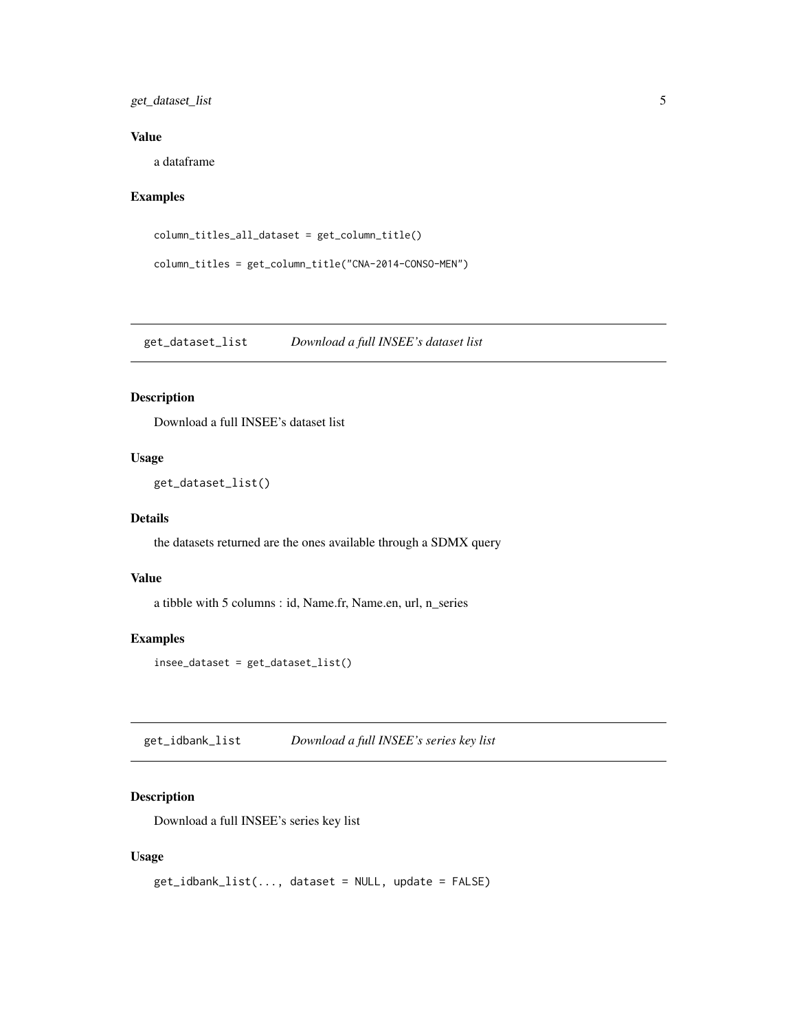### Value

a dataframe

### Examples

```
column_titles_all_dataset = get_column_title()

column_titles = get_column_title("CNA-2014-CONSO-MEN")
```

---

## get_dataset_list    *Download a full INSEE's dataset list*

---

### Description

Download a full INSEE's dataset list

### Usage

```
get_dataset_list()
```

### Details

the datasets returned are the ones available through a SDMX query

### Value

a tibble with 5 columns : id, Name.fr, Name.en, url, n_series

### Examples

```
insee_dataset = get_dataset_list()
```

---

## get_idbank_list    *Download a full INSEE's series key list*

---

### Description

Download a full INSEE's series key list

### Usage

```
get_idbank_list(..., dataset = NULL, update = FALSE)
```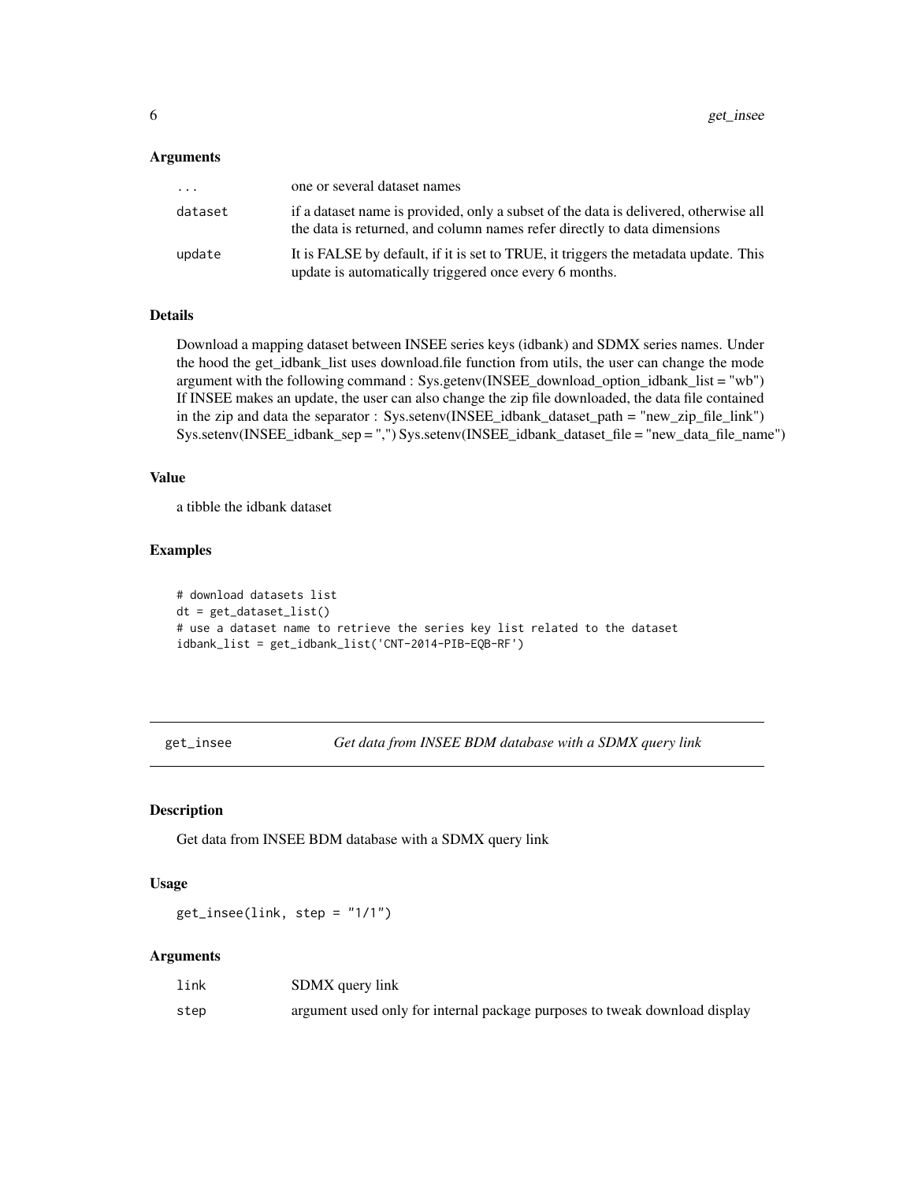### Arguments

| | |
|---|---|
| ... | one or several dataset names |
| dataset | if a dataset name is provided, only a subset of the data is delivered, otherwise all the data is returned, and column names refer directly to data dimensions |
| update | It is FALSE by default, if it is set to TRUE, it triggers the metadata update. This update is automatically triggered once every 6 months. |

### Details

Download a mapping dataset between INSEE series keys (idbank) and SDMX series names. Under the hood the get_idbank_list uses download.file function from utils, the user can change the mode argument with the following command : Sys.getenv(INSEE_download_option_idbank_list = "wb") If INSEE makes an update, the user can also change the zip file downloaded, the data file contained in the zip and data the separator : Sys.setenv(INSEE_idbank_dataset_path = "new_zip_file_link") Sys.setenv(INSEE_idbank_sep = ",") Sys.setenv(INSEE_idbank_dataset_file = "new_data_file_name")

### Value

a tibble the idbank dataset

### Examples

```
# download datasets list
dt = get_dataset_list()
# use a dataset name to retrieve the series key list related to the dataset
idbank_list = get_idbank_list('CNT-2014-PIB-EQB-RF')
```

---

## get_insee — *Get data from INSEE BDM database with a SDMX query link*

### Description

Get data from INSEE BDM database with a SDMX query link

### Usage

```
get_insee(link, step = "1/1")
```

### Arguments

| | |
|---|---|
| link | SDMX query link |
| step | argument used only for internal package purposes to tweak download display |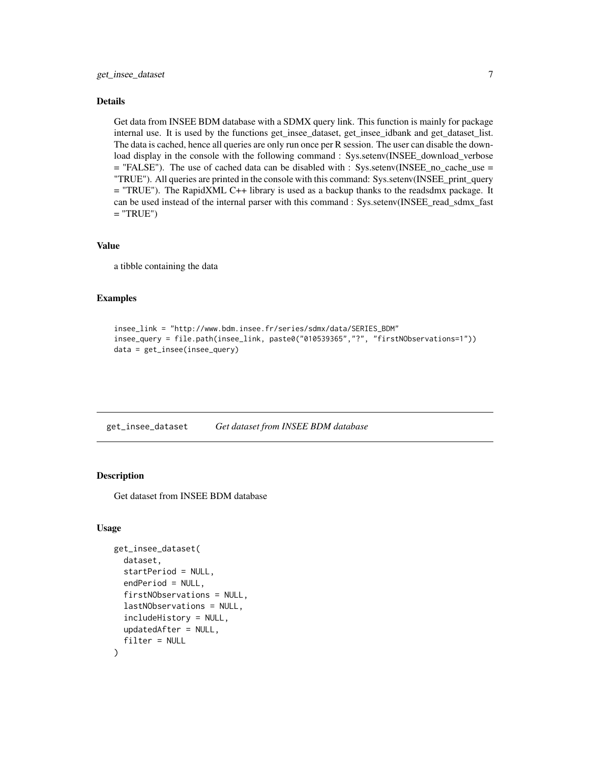### Details

Get data from INSEE BDM database with a SDMX query link. This function is mainly for package internal use. It is used by the functions get_insee_dataset, get_insee_idbank and get_dataset_list. The data is cached, hence all queries are only run once per R session. The user can disable the download display in the console with the following command : Sys.setenv(INSEE_download_verbose = "FALSE"). The use of cached data can be disabled with : Sys.setenv(INSEE_no_cache_use = "TRUE"). All queries are printed in the console with this command: Sys.setenv(INSEE_print_query = "TRUE"). The RapidXML C++ library is used as a backup thanks to the readsdmx package. It can be used instead of the internal parser with this command : Sys.setenv(INSEE_read_sdmx_fast = "TRUE")

### Value

a tibble containing the data

### Examples

```
insee_link = "http://www.bdm.insee.fr/series/sdmx/data/SERIES_BDM"
insee_query = file.path(insee_link, paste0("010539365","?", "firstNObservations=1"))
data = get_insee(insee_query)
```

---

## get_insee_dataset *Get dataset from INSEE BDM database*

### Description

Get dataset from INSEE BDM database

### Usage

```
get_insee_dataset(
  dataset,
  startPeriod = NULL,
  endPeriod = NULL,
  firstNObservations = NULL,
  lastNObservations = NULL,
  includeHistory = NULL,
  updatedAfter = NULL,
  filter = NULL
)
```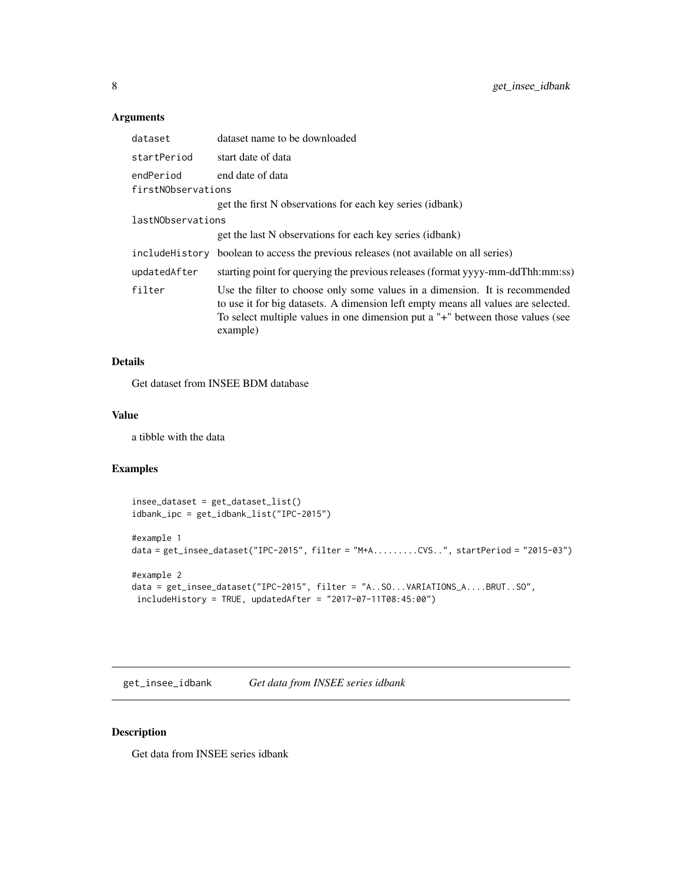### Arguments

| | |
|---|---|
| dataset | dataset name to be downloaded |
| startPeriod | start date of data |
| endPeriod | end date of data |
| firstNObservations | get the first N observations for each key series (idbank) |
| lastNObservations | get the last N observations for each key series (idbank) |
| includeHistory | boolean to access the previous releases (not available on all series) |
| updatedAfter | starting point for querying the previous releases (format yyyy-mm-ddThh:mm:ss) |
| filter | Use the filter to choose only some values in a dimension. It is recommended to use it for big datasets. A dimension left empty means all values are selected. To select multiple values in one dimension put a "+" between those values (see example) |

### Details

Get dataset from INSEE BDM database

### Value

a tibble with the data

### Examples

```
insee_dataset = get_dataset_list()
idbank_ipc = get_idbank_list("IPC-2015")

#example 1
data = get_insee_dataset("IPC-2015", filter = "M+A.........CVS..", startPeriod = "2015-03")

#example 2
data = get_insee_dataset("IPC-2015", filter = "A..SO...VARIATIONS_A....BRUT..SO",
 includeHistory = TRUE, updatedAfter = "2017-07-11T08:45:00")
```

---

## get_insee_idbank *Get data from INSEE series idbank*

### Description

Get data from INSEE series idbank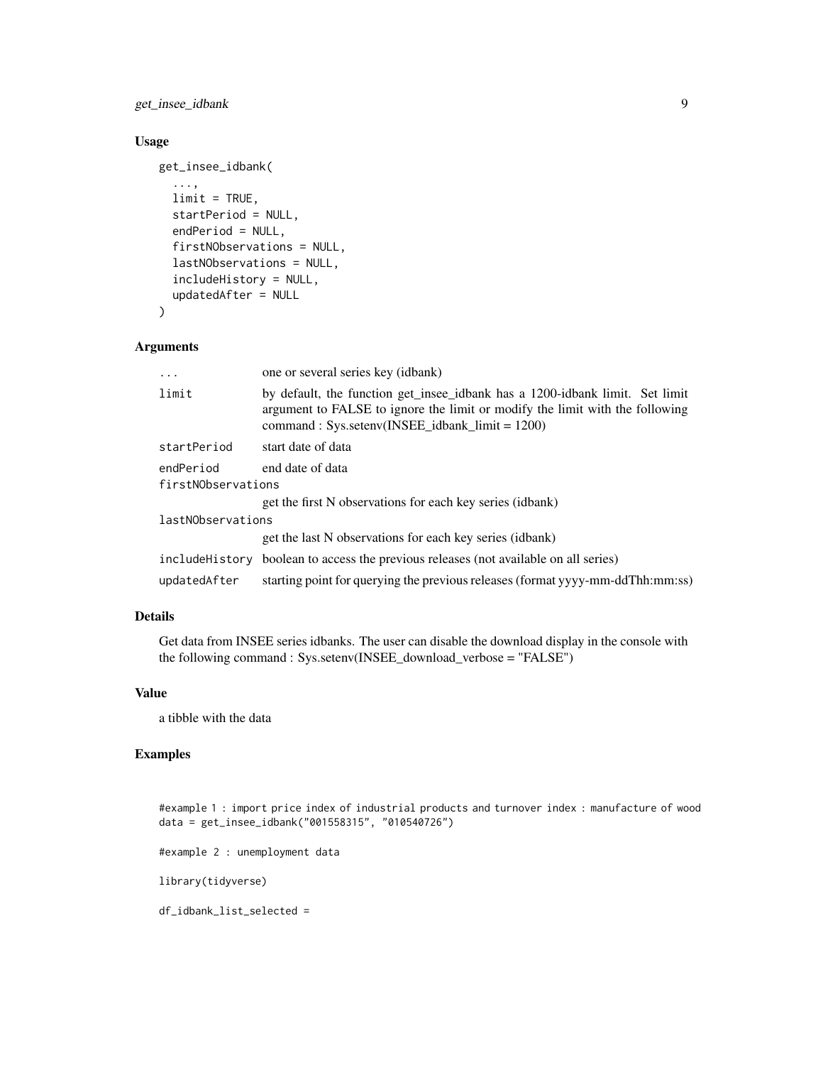### Usage

```
get_insee_idbank(
  ...,
  limit = TRUE,
  startPeriod = NULL,
  endPeriod = NULL,
  firstNObservations = NULL,
  lastNObservations = NULL,
  includeHistory = NULL,
  updatedAfter = NULL
)
```

### Arguments

| | |
|---|---|
| `...` | one or several series key (idbank) |
| `limit` | by default, the function get_insee_idbank has a 1200-idbank limit. Set limit argument to FALSE to ignore the limit or modify the limit with the following command : Sys.setenv(INSEE_idbank_limit = 1200) |
| `startPeriod` | start date of data |
| `endPeriod` | end date of data |
| `firstNObservations` | get the first N observations for each key series (idbank) |
| `lastNObservations` | get the last N observations for each key series (idbank) |
| `includeHistory` | boolean to access the previous releases (not available on all series) |
| `updatedAfter` | starting point for querying the previous releases (format yyyy-mm-ddThh:mm:ss) |

### Details

Get data from INSEE series idbanks. The user can disable the download display in the console with the following command : Sys.setenv(INSEE_download_verbose = "FALSE")

### Value

a tibble with the data

### Examples

```
#example 1 : import price index of industrial products and turnover index : manufacture of wood
data = get_insee_idbank("001558315", "010540726")

#example 2 : unemployment data

library(tidyverse)

df_idbank_list_selected =
```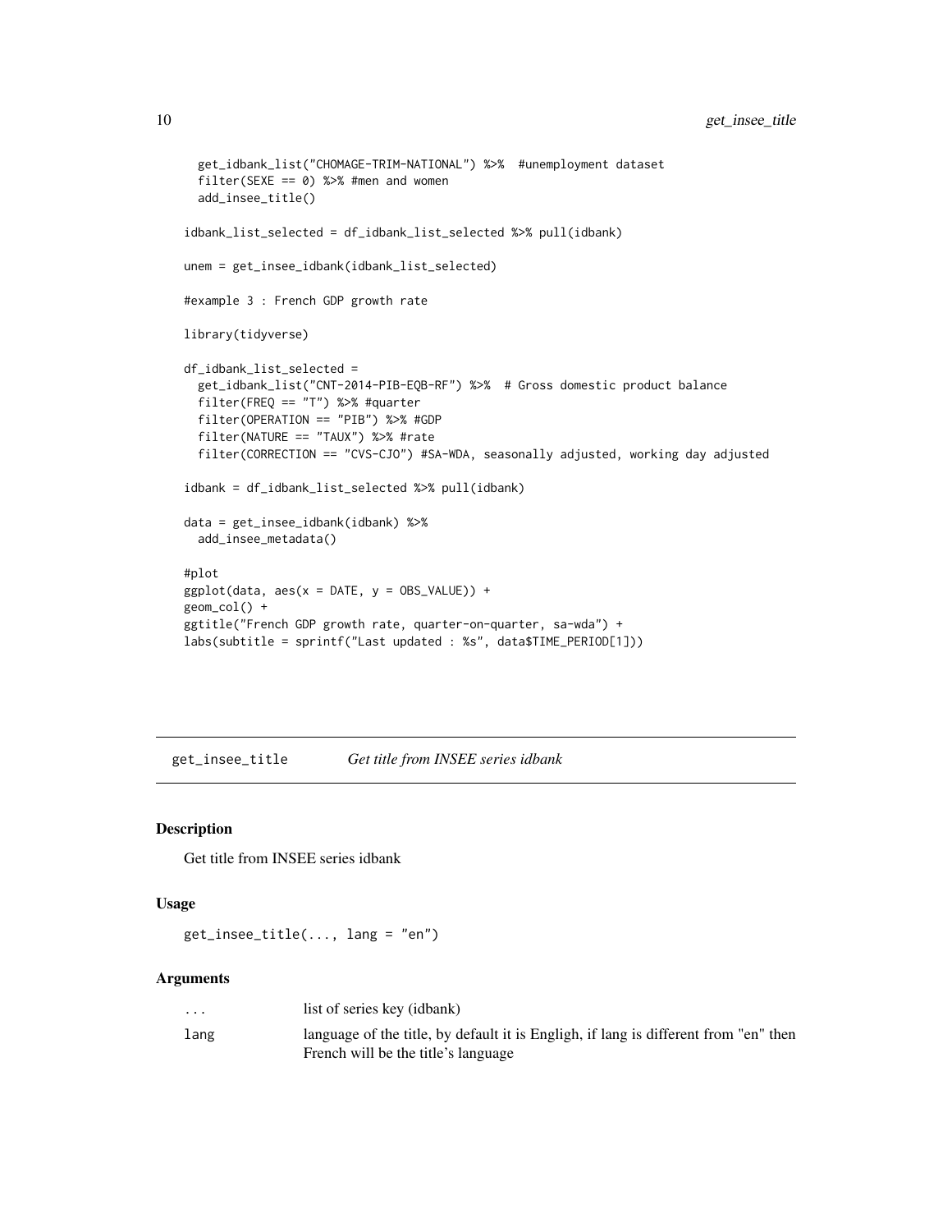```
  get_idbank_list("CHOMAGE-TRIM-NATIONAL") %>%  #unemployment dataset
  filter(SEXE == 0) %>% #men and women
  add_insee_title()

idbank_list_selected = df_idbank_list_selected %>% pull(idbank)

unem = get_insee_idbank(idbank_list_selected)

#example 3 : French GDP growth rate

library(tidyverse)

df_idbank_list_selected =
  get_idbank_list("CNT-2014-PIB-EQB-RF") %>%  # Gross domestic product balance
  filter(FREQ == "T") %>% #quarter
  filter(OPERATION == "PIB") %>% #GDP
  filter(NATURE == "TAUX") %>% #rate
  filter(CORRECTION == "CVS-CJO") #SA-WDA, seasonally adjusted, working day adjusted

idbank = df_idbank_list_selected %>% pull(idbank)

data = get_insee_idbank(idbank) %>%
  add_insee_metadata()

#plot
ggplot(data, aes(x = DATE, y = OBS_VALUE)) +
geom_col() +
ggtitle("French GDP growth rate, quarter-on-quarter, sa-wda") +
labs(subtitle = sprintf("Last updated : %s", data$TIME_PERIOD[1]))
```

## get_insee_title *Get title from INSEE series idbank*

### Description

Get title from INSEE series idbank

### Usage

```
get_insee_title(..., lang = "en")
```

### Arguments

| | |
|---|---|
| ... | list of series key (idbank) |
| lang | language of the title, by default it is Engligh, if lang is different from "en" then French will be the title's language |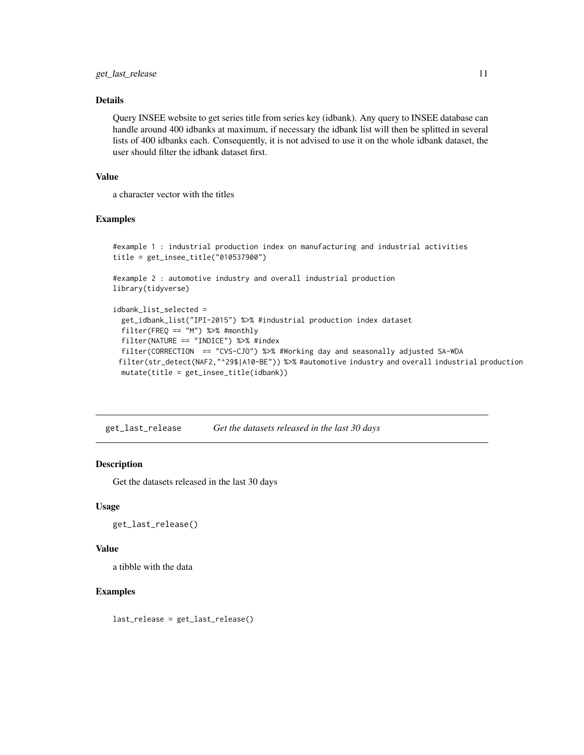### Details

Query INSEE website to get series title from series key (idbank). Any query to INSEE database can handle around 400 idbanks at maximum, if necessary the idbank list will then be splitted in several lists of 400 idbanks each. Consequently, it is not advised to use it on the whole idbank dataset, the user should filter the idbank dataset first.

### Value

a character vector with the titles

### Examples

```
#example 1 : industrial production index on manufacturing and industrial activities
title = get_insee_title("010537900")

#example 2 : automotive industry and overall industrial production
library(tidyverse)

idbank_list_selected =
  get_idbank_list("IPI-2015") %>% #industrial production index dataset
  filter(FREQ == "M") %>% #monthly
  filter(NATURE == "INDICE") %>% #index
  filter(CORRECTION  == "CVS-CJO") %>% #Working day and seasonally adjusted SA-WDA
 filter(str_detect(NAF2,"^29$|A10-BE")) %>% #automotive industry and overall industrial production
  mutate(title = get_insee_title(idbank))
```

## get_last_release    *Get the datasets released in the last 30 days*

### Description

Get the datasets released in the last 30 days

### Usage

```
get_last_release()
```

### Value

a tibble with the data

### Examples

```
last_release = get_last_release()
```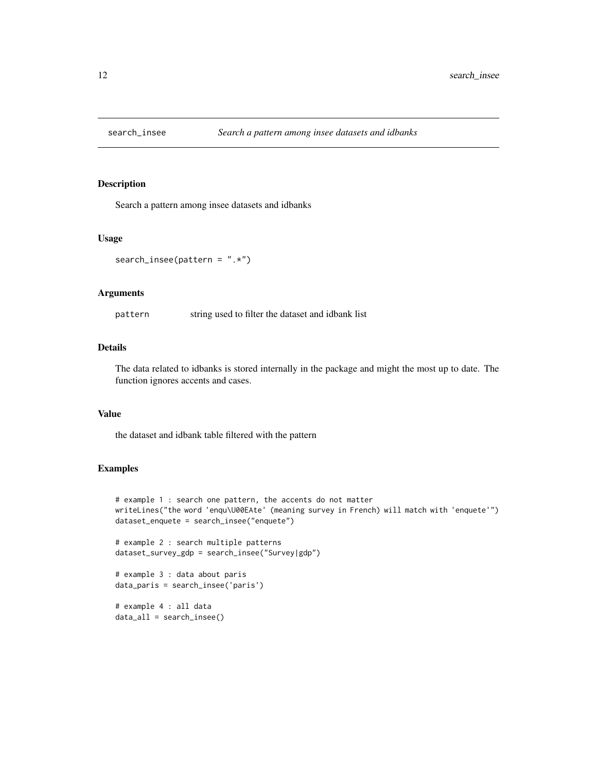# search_insee

*Search a pattern among insee datasets and idbanks*

## Description

Search a pattern among insee datasets and idbanks

## Usage

```
search_insee(pattern = ".*")
```

## Arguments

| | |
|---|---|
| pattern | string used to filter the dataset and idbank list |

## Details

The data related to idbanks is stored internally in the package and might the most up to date. The function ignores accents and cases.

## Value

the dataset and idbank table filtered with the pattern

## Examples

```
# example 1 : search one pattern, the accents do not matter
writeLines("the word 'enqu\U00EAte' (meaning survey in French) will match with 'enquete'")
dataset_enquete = search_insee("enquete")

# example 2 : search multiple patterns
dataset_survey_gdp = search_insee("Survey|gdp")

# example 3 : data about paris
data_paris = search_insee('paris')

# example 4 : all data
data_all = search_insee()
```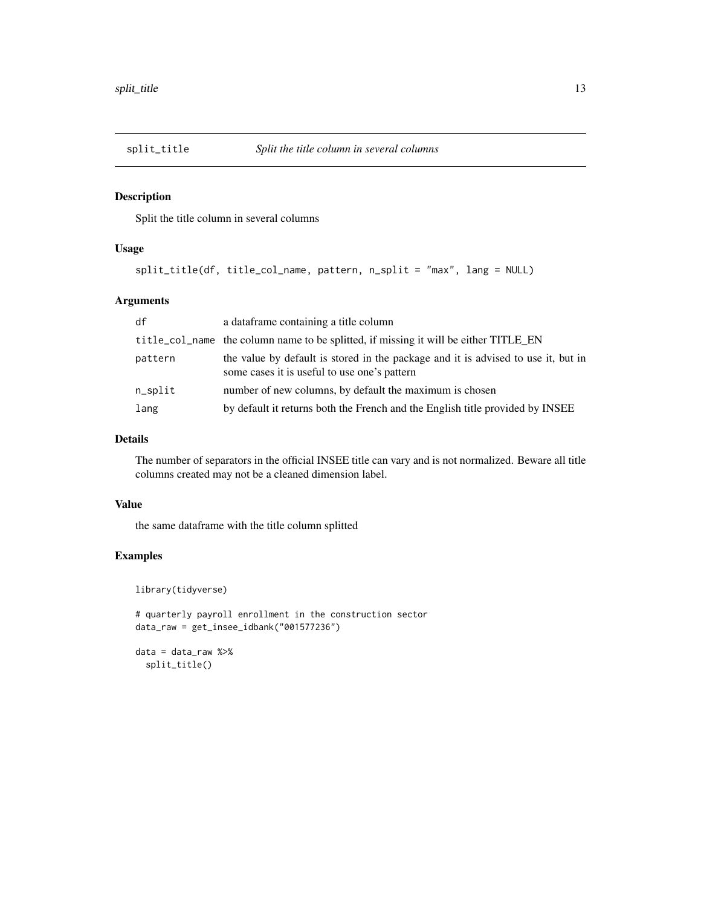## split_title — *Split the title column in several columns*

### Description

Split the title column in several columns

### Usage

```
split_title(df, title_col_name, pattern, n_split = "max", lang = NULL)
```

### Arguments

| | |
|---|---|
| `df` | a dataframe containing a title column |
| `title_col_name` | the column name to be splitted, if missing it will be either TITLE_EN |
| `pattern` | the value by default is stored in the package and it is advised to use it, but in some cases it is useful to use one's pattern |
| `n_split` | number of new columns, by default the maximum is chosen |
| `lang` | by default it returns both the French and the English title provided by INSEE |

### Details

The number of separators in the official INSEE title can vary and is not normalized. Beware all title columns created may not be a cleaned dimension label.

### Value

the same dataframe with the title column splitted

### Examples

```
library(tidyverse)

# quarterly payroll enrollment in the construction sector
data_raw = get_insee_idbank("001577236")

data = data_raw %>%
  split_title()
```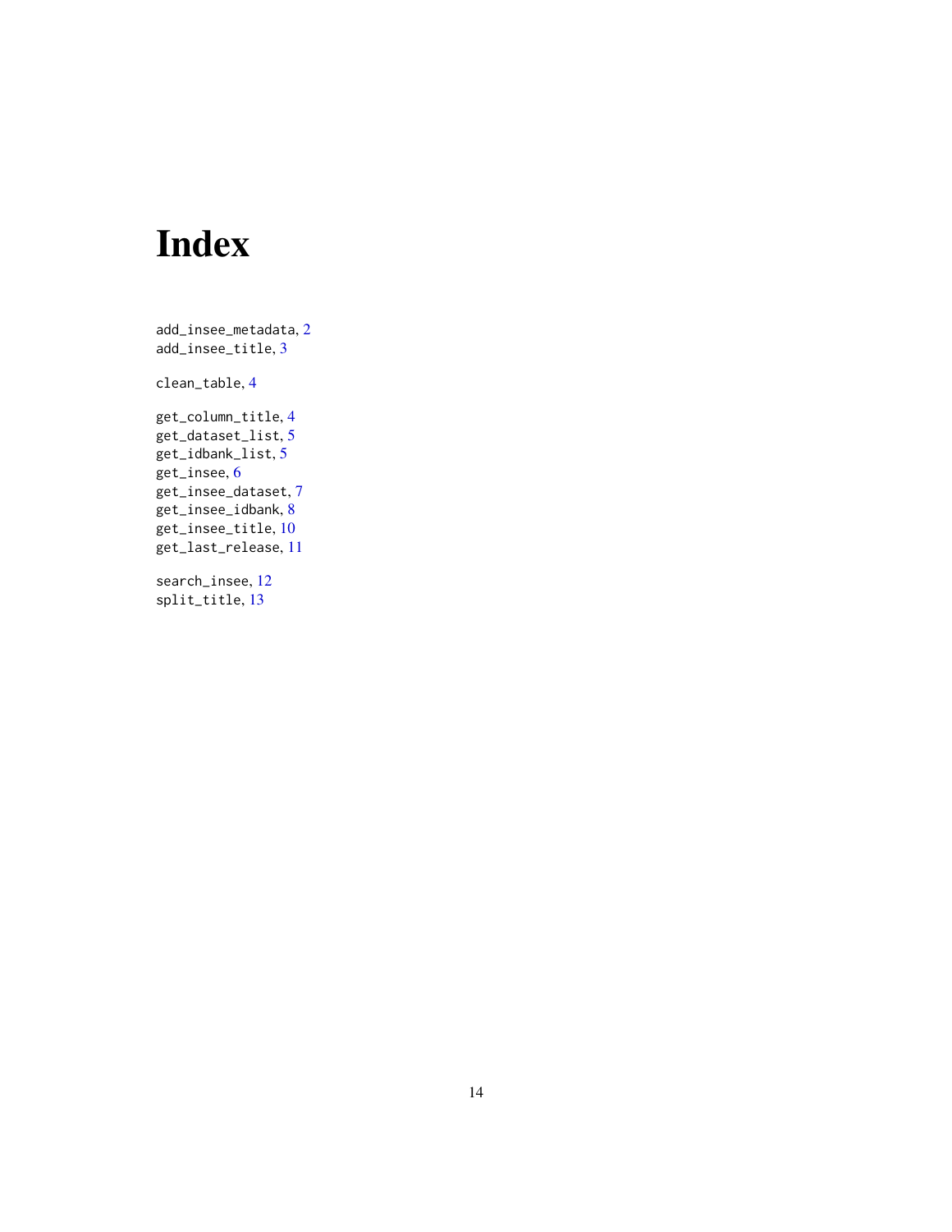# Index

add_insee_metadata, 2
add_insee_title, 3

clean_table, 4

get_column_title, 4
get_dataset_list, 5
get_idbank_list, 5
get_insee, 6
get_insee_dataset, 7
get_insee_idbank, 8
get_insee_title, 10
get_last_release, 11

search_insee, 12
split_title, 13